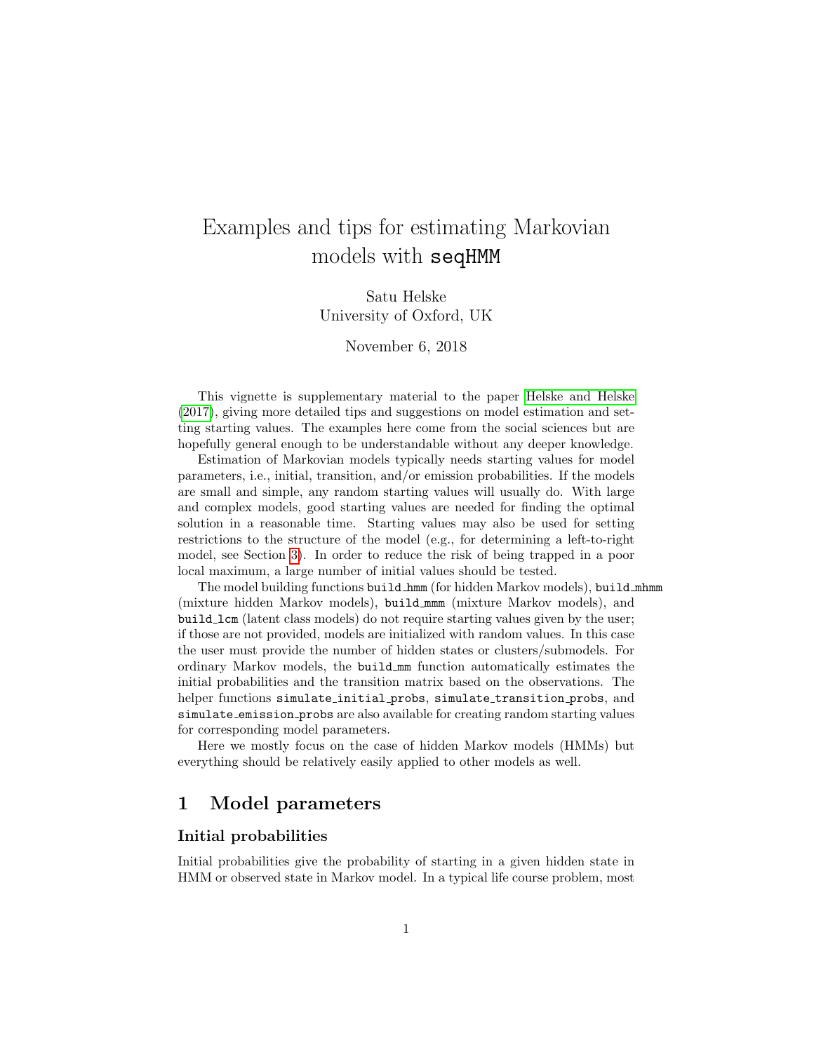# Examples and tips for estimating Markovian models with `seqHMM`

Satu Helske
University of Oxford, UK

November 6, 2018

This vignette is supplementary material to the paper Helske and Helske (2017), giving more detailed tips and suggestions on model estimation and setting starting values. The examples here come from the social sciences but are hopefully general enough to be understandable without any deeper knowledge.

Estimation of Markovian models typically needs starting values for model parameters, i.e., initial, transition, and/or emission probabilities. If the models are small and simple, any random starting values will usually do. With large and complex models, good starting values are needed for finding the optimal solution in a reasonable time. Starting values may also be used for setting restrictions to the structure of the model (e.g., for determining a left-to-right model, see Section 3). In order to reduce the risk of being trapped in a poor local maximum, a large number of initial values should be tested.

The model building functions `build_hmm` (for hidden Markov models), `build_mhmm` (mixture hidden Markov models), `build_mmm` (mixture Markov models), and `build_lcm` (latent class models) do not require starting values given by the user; if those are not provided, models are initialized with random values. In this case the user must provide the number of hidden states or clusters/submodels. For ordinary Markov models, the `build_mm` function automatically estimates the initial probabilities and the transition matrix based on the observations. The helper functions `simulate_initial_probs`, `simulate_transition_probs`, and `simulate_emission_probs` are also available for creating random starting values for corresponding model parameters.

Here we mostly focus on the case of hidden Markov models (HMMs) but everything should be relatively easily applied to other models as well.

## 1 Model parameters

### Initial probabilities

Initial probabilities give the probability of starting in a given hidden state in HMM or observed state in Markov model. In a typical life course problem, most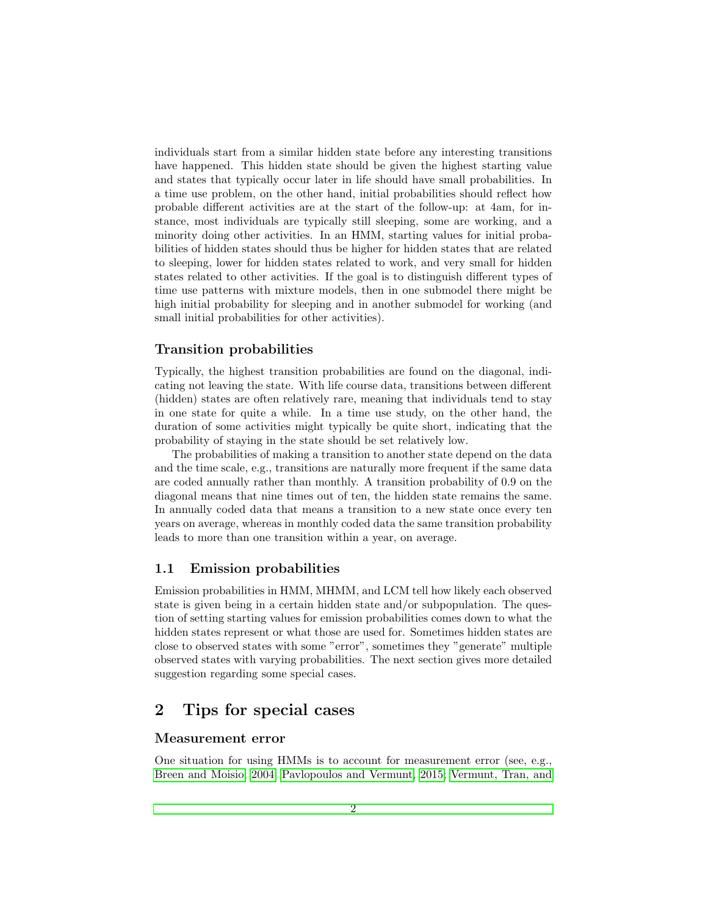individuals start from a similar hidden state before any interesting transitions have happened. This hidden state should be given the highest starting value and states that typically occur later in life should have small probabilities. In a time use problem, on the other hand, initial probabilities should reflect how probable different activities are at the start of the follow-up: at 4am, for instance, most individuals are typically still sleeping, some are working, and a minority doing other activities. In an HMM, starting values for initial probabilities of hidden states should thus be higher for hidden states that are related to sleeping, lower for hidden states related to work, and very small for hidden states related to other activities. If the goal is to distinguish different types of time use patterns with mixture models, then in one submodel there might be high initial probability for sleeping and in another submodel for working (and small initial probabilities for other activities).

### Transition probabilities

Typically, the highest transition probabilities are found on the diagonal, indicating not leaving the state. With life course data, transitions between different (hidden) states are often relatively rare, meaning that individuals tend to stay in one state for quite a while. In a time use study, on the other hand, the duration of some activities might typically be quite short, indicating that the probability of staying in the state should be set relatively low.

The probabilities of making a transition to another state depend on the data and the time scale, e.g., transitions are naturally more frequent if the same data are coded annually rather than monthly. A transition probability of 0.9 on the diagonal means that nine times out of ten, the hidden state remains the same. In annually coded data that means a transition to a new state once every ten years on average, whereas in monthly coded data the same transition probability leads to more than one transition within a year, on average.

### 1.1 Emission probabilities

Emission probabilities in HMM, MHMM, and LCM tell how likely each observed state is given being in a certain hidden state and/or subpopulation. The question of setting starting values for emission probabilities comes down to what the hidden states represent or what those are used for. Sometimes hidden states are close to observed states with some "error", sometimes they "generate" multiple observed states with varying probabilities. The next section gives more detailed suggestion regarding some special cases.

## 2 Tips for special cases

### Measurement error

One situation for using HMMs is to account for measurement error (see, e.g., Breen and Moisio, 2004; Pavlopoulos and Vermunt, 2015; Vermunt, Tran, and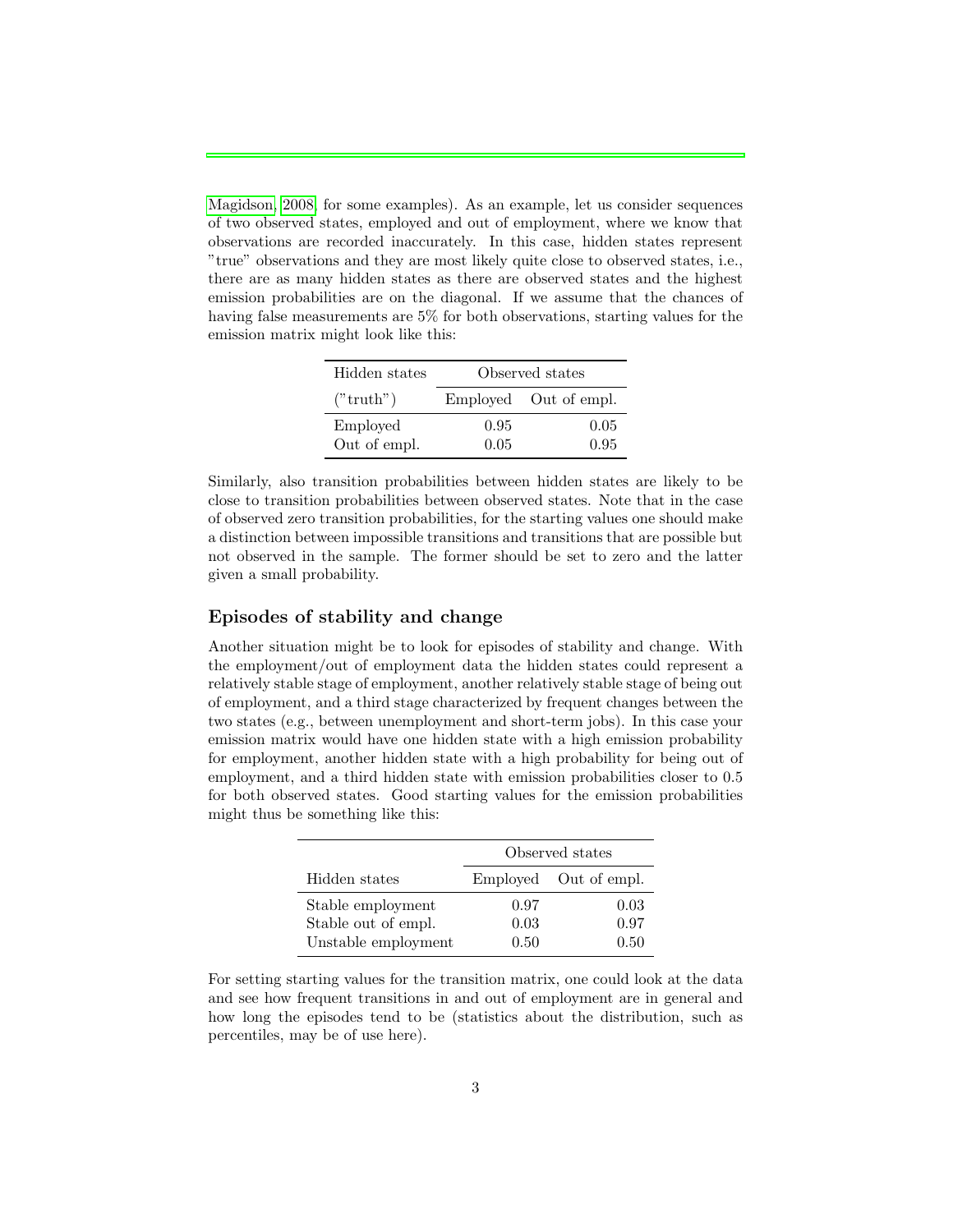Magidson, 2008 for some examples). As an example, let us consider sequences of two observed states, employed and out of employment, where we know that observations are recorded inaccurately. In this case, hidden states represent "true" observations and they are most likely quite close to observed states, i.e., there are as many hidden states as there are observed states and the highest emission probabilities are on the diagonal. If we assume that the chances of having false measurements are 5% for both observations, starting values for the emission matrix might look like this:

| Hidden states | Observed states | |
|---|---|---|
| ("truth") | Employed | Out of empl. |
| Employed | 0.95 | 0.05 |
| Out of empl. | 0.05 | 0.95 |

Similarly, also transition probabilities between hidden states are likely to be close to transition probabilities between observed states. Note that in the case of observed zero transition probabilities, for the starting values one should make a distinction between impossible transitions and transitions that are possible but not observed in the sample. The former should be set to zero and the latter given a small probability.

### Episodes of stability and change

Another situation might be to look for episodes of stability and change. With the employment/out of employment data the hidden states could represent a relatively stable stage of employment, another relatively stable stage of being out of employment, and a third stage characterized by frequent changes between the two states (e.g., between unemployment and short-term jobs). In this case your emission matrix would have one hidden state with a high emission probability for employment, another hidden state with a high probability for being out of employment, and a third hidden state with emission probabilities closer to 0.5 for both observed states. Good starting values for the emission probabilities might thus be something like this:

| | Observed states | |
|---|---|---|
| Hidden states | Employed | Out of empl. |
| Stable employment | 0.97 | 0.03 |
| Stable out of empl. | 0.03 | 0.97 |
| Unstable employment | 0.50 | 0.50 |

For setting starting values for the transition matrix, one could look at the data and see how frequent transitions in and out of employment are in general and how long the episodes tend to be (statistics about the distribution, such as percentiles, may be of use here).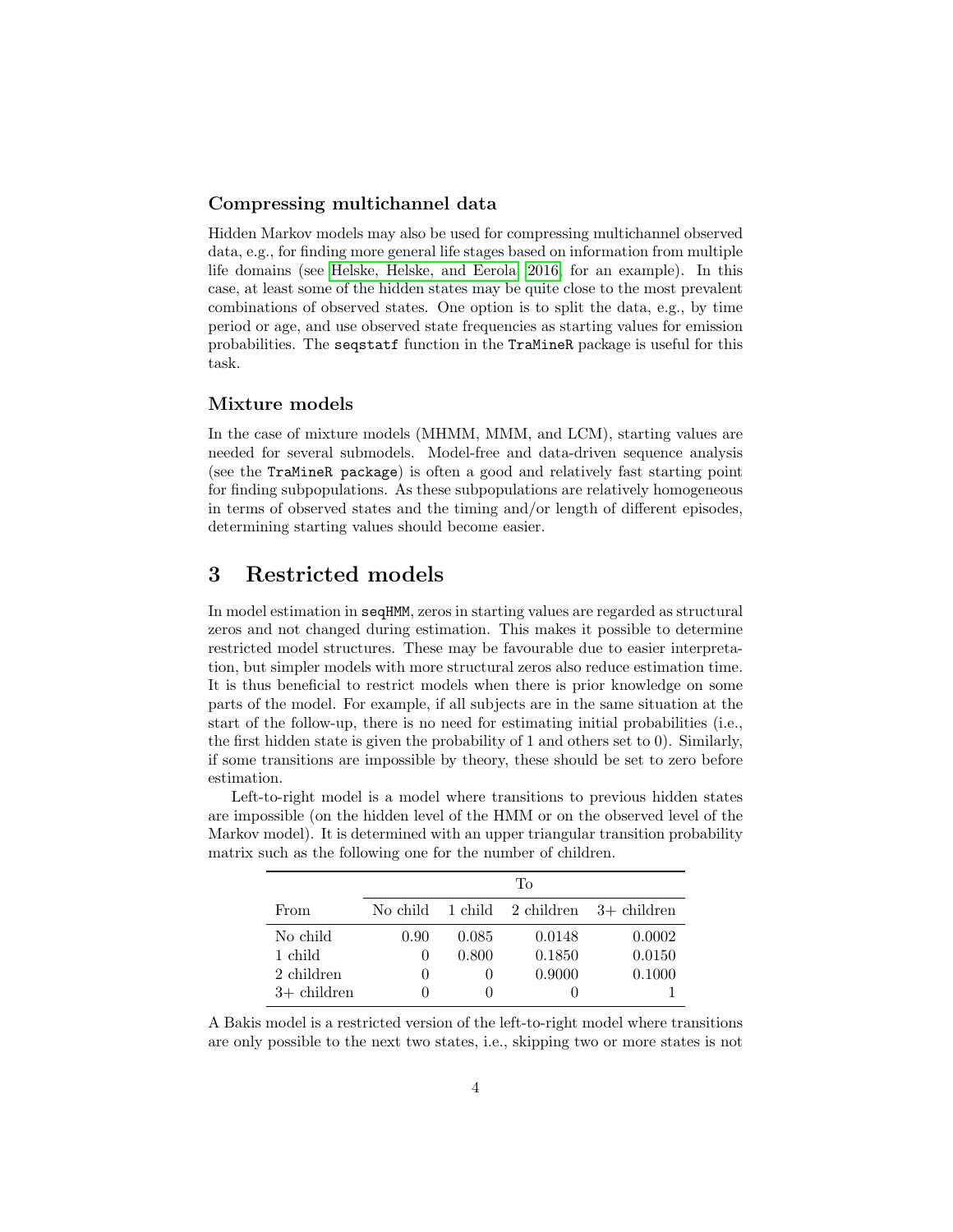### Compressing multichannel data

Hidden Markov models may also be used for compressing multichannel observed data, e.g., for finding more general life stages based on information from multiple life domains (see Helske, Helske, and Eerola 2016, for an example). In this case, at least some of the hidden states may be quite close to the most prevalent combinations of observed states. One option is to split the data, e.g., by time period or age, and use observed state frequencies as starting values for emission probabilities. The `seqstatf` function in the `TraMineR` package is useful for this task.

### Mixture models

In the case of mixture models (MHMM, MMM, and LCM), starting values are needed for several submodels. Model-free and data-driven sequence analysis (see the `TraMineR package`) is often a good and relatively fast starting point for finding subpopulations. As these subpopulations are relatively homogeneous in terms of observed states and the timing and/or length of different episodes, determining starting values should become easier.

## 3 Restricted models

In model estimation in `seqHMM`, zeros in starting values are regarded as structural zeros and not changed during estimation. This makes it possible to determine restricted model structures. These may be favourable due to easier interpretation, but simpler models with more structural zeros also reduce estimation time. It is thus beneficial to restrict models when there is prior knowledge on some parts of the model. For example, if all subjects are in the same situation at the start of the follow-up, there is no need for estimating initial probabilities (i.e., the first hidden state is given the probability of 1 and others set to 0). Similarly, if some transitions are impossible by theory, these should be set to zero before estimation.

Left-to-right model is a model where transitions to previous hidden states are impossible (on the hidden level of the HMM or on the observed level of the Markov model). It is determined with an upper triangular transition probability matrix such as the following one for the number of children.

| | To | | | |
|---|---|---|---|---|
| From | No child | 1 child | 2 children | 3+ children |
| No child | 0.90 | 0.085 | 0.0148 | 0.0002 |
| 1 child | 0 | 0.800 | 0.1850 | 0.0150 |
| 2 children | 0 | 0 | 0.9000 | 0.1000 |
| 3+ children | 0 | 0 | 0 | 1 |

A Bakis model is a restricted version of the left-to-right model where transitions are only possible to the next two states, i.e., skipping two or more states is not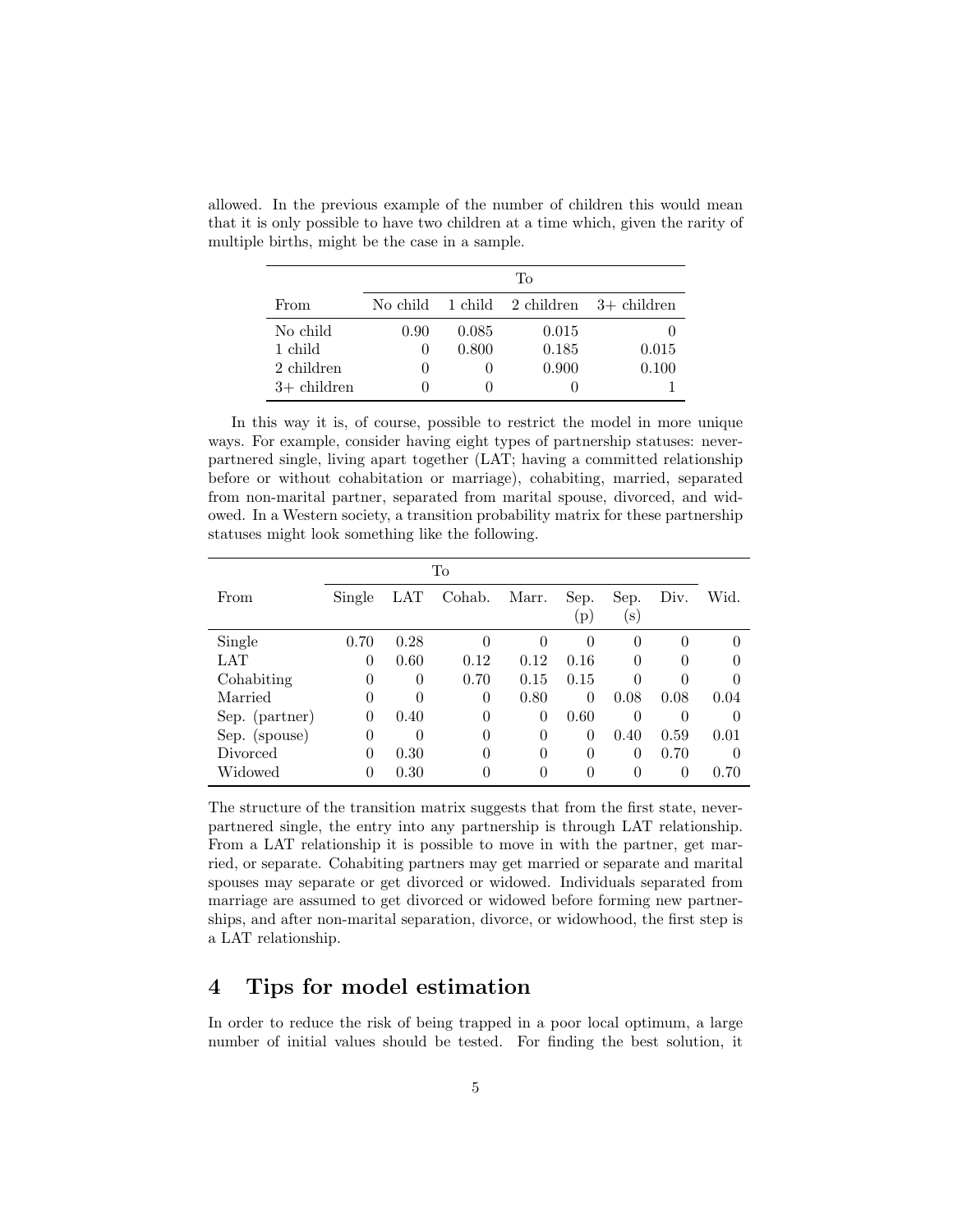allowed. In the previous example of the number of children this would mean that it is only possible to have two children at a time which, given the rarity of multiple births, might be the case in a sample.

| | To | | | |
|---|---|---|---|---|
| From | No child | 1 child | 2 children | 3+ children |
| No child | 0.90 | 0.085 | 0.015 | 0 |
| 1 child | 0 | 0.800 | 0.185 | 0.015 |
| 2 children | 0 | 0 | 0.900 | 0.100 |
| 3+ children | 0 | 0 | 0 | 1 |

In this way it is, of course, possible to restrict the model in more unique ways. For example, consider having eight types of partnership statuses: never-partnered single, living apart together (LAT; having a committed relationship before or without cohabitation or marriage), cohabiting, married, separated from non-marital partner, separated from marital spouse, divorced, and widowed. In a Western society, a transition probability matrix for these partnership statuses might look something like the following.

| | To | | | | | | | |
|---|---|---|---|---|---|---|---|---|
| From | Single | LAT | Cohab. | Marr. | Sep. (p) | Sep. (s) | Div. | Wid. |
| Single | 0.70 | 0.28 | 0 | 0 | 0 | 0 | 0 | 0 |
| LAT | 0 | 0.60 | 0.12 | 0.12 | 0.16 | 0 | 0 | 0 |
| Cohabiting | 0 | 0 | 0.70 | 0.15 | 0.15 | 0 | 0 | 0 |
| Married | 0 | 0 | 0 | 0.80 | 0 | 0.08 | 0.08 | 0.04 |
| Sep. (partner) | 0 | 0.40 | 0 | 0 | 0.60 | 0 | 0 | 0 |
| Sep. (spouse) | 0 | 0 | 0 | 0 | 0 | 0.40 | 0.59 | 0.01 |
| Divorced | 0 | 0.30 | 0 | 0 | 0 | 0 | 0.70 | 0 |
| Widowed | 0 | 0.30 | 0 | 0 | 0 | 0 | 0 | 0.70 |

The structure of the transition matrix suggests that from the first state, never-partnered single, the entry into any partnership is through LAT relationship. From a LAT relationship it is possible to move in with the partner, get married, or separate. Cohabiting partners may get married or separate and marital spouses may separate or get divorced or widowed. Individuals separated from marriage are assumed to get divorced or widowed before forming new partnerships, and after non-marital separation, divorce, or widowhood, the first step is a LAT relationship.

## 4 Tips for model estimation

In order to reduce the risk of being trapped in a poor local optimum, a large number of initial values should be tested. For finding the best solution, it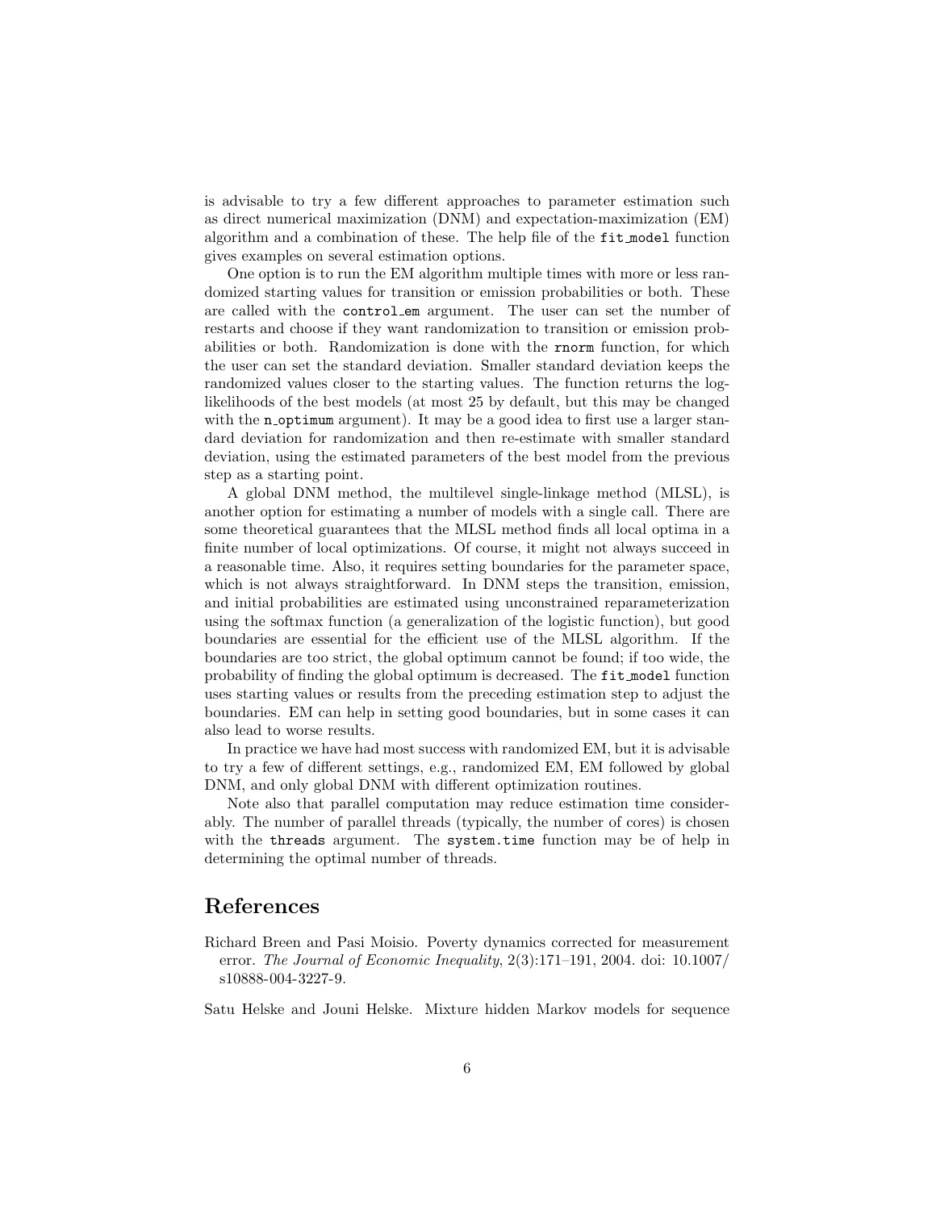is advisable to try a few different approaches to parameter estimation such as direct numerical maximization (DNM) and expectation-maximization (EM) algorithm and a combination of these. The help file of the `fit_model` function gives examples on several estimation options.

One option is to run the EM algorithm multiple times with more or less randomized starting values for transition or emission probabilities or both. These are called with the `control_em` argument. The user can set the number of restarts and choose if they want randomization to transition or emission probabilities or both. Randomization is done with the `rnorm` function, for which the user can set the standard deviation. Smaller standard deviation keeps the randomized values closer to the starting values. The function returns the log-likelihoods of the best models (at most 25 by default, but this may be changed with the `n_optimum` argument). It may be a good idea to first use a larger standard deviation for randomization and then re-estimate with smaller standard deviation, using the estimated parameters of the best model from the previous step as a starting point.

A global DNM method, the multilevel single-linkage method (MLSL), is another option for estimating a number of models with a single call. There are some theoretical guarantees that the MLSL method finds all local optima in a finite number of local optimizations. Of course, it might not always succeed in a reasonable time. Also, it requires setting boundaries for the parameter space, which is not always straightforward. In DNM steps the transition, emission, and initial probabilities are estimated using unconstrained reparameterization using the softmax function (a generalization of the logistic function), but good boundaries are essential for the efficient use of the MLSL algorithm. If the boundaries are too strict, the global optimum cannot be found; if too wide, the probability of finding the global optimum is decreased. The `fit_model` function uses starting values or results from the preceding estimation step to adjust the boundaries. EM can help in setting good boundaries, but in some cases it can also lead to worse results.

In practice we have had most success with randomized EM, but it is advisable to try a few of different settings, e.g., randomized EM, EM followed by global DNM, and only global DNM with different optimization routines.

Note also that parallel computation may reduce estimation time considerably. The number of parallel threads (typically, the number of cores) is chosen with the `threads` argument. The `system.time` function may be of help in determining the optimal number of threads.

# References

Richard Breen and Pasi Moisio. Poverty dynamics corrected for measurement error. *The Journal of Economic Inequality*, 2(3):171–191, 2004. doi: 10.1007/s10888-004-3227-9.

Satu Helske and Jouni Helske. Mixture hidden Markov models for sequence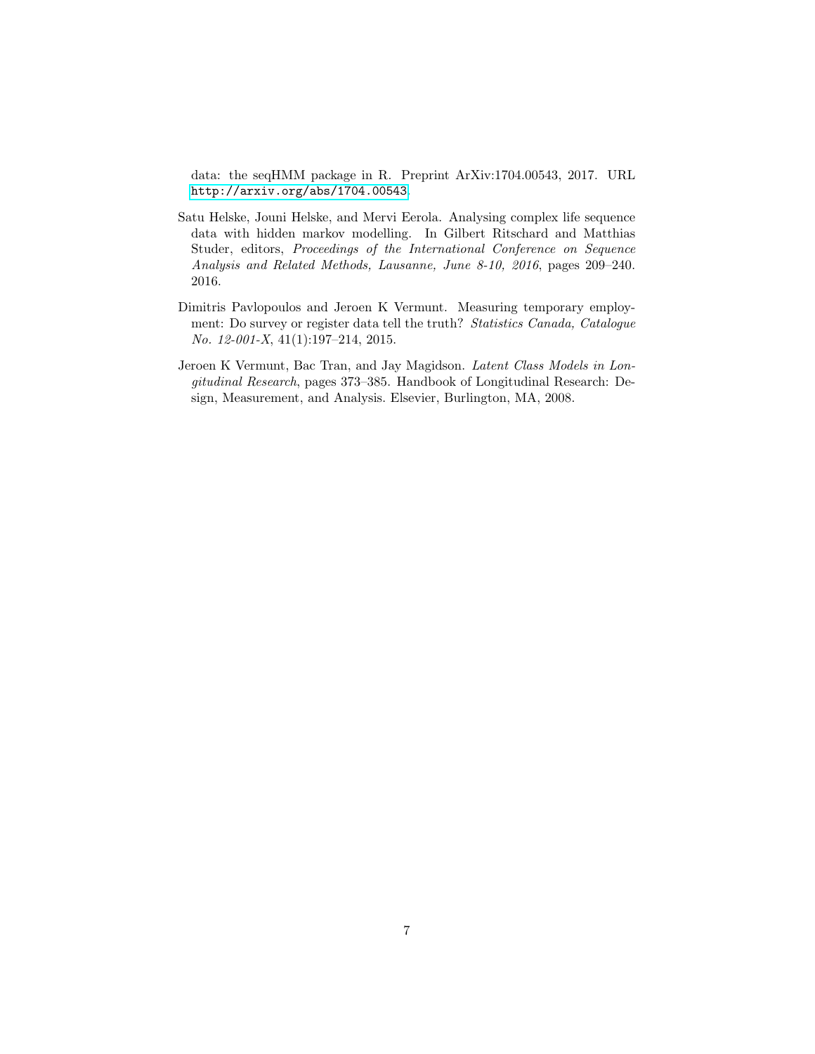data: the seqHMM package in R. Preprint ArXiv:1704.00543, 2017. URL http://arxiv.org/abs/1704.00543.

Satu Helske, Jouni Helske, and Mervi Eerola. Analysing complex life sequence data with hidden markov modelling. In Gilbert Ritschard and Matthias Studer, editors, *Proceedings of the International Conference on Sequence Analysis and Related Methods, Lausanne, June 8-10, 2016*, pages 209–240. 2016.

Dimitris Pavlopoulos and Jeroen K Vermunt. Measuring temporary employment: Do survey or register data tell the truth? *Statistics Canada, Catalogue No. 12-001-X*, 41(1):197–214, 2015.

Jeroen K Vermunt, Bac Tran, and Jay Magidson. *Latent Class Models in Longitudinal Research*, pages 373–385. Handbook of Longitudinal Research: Design, Measurement, and Analysis. Elsevier, Burlington, MA, 2008.